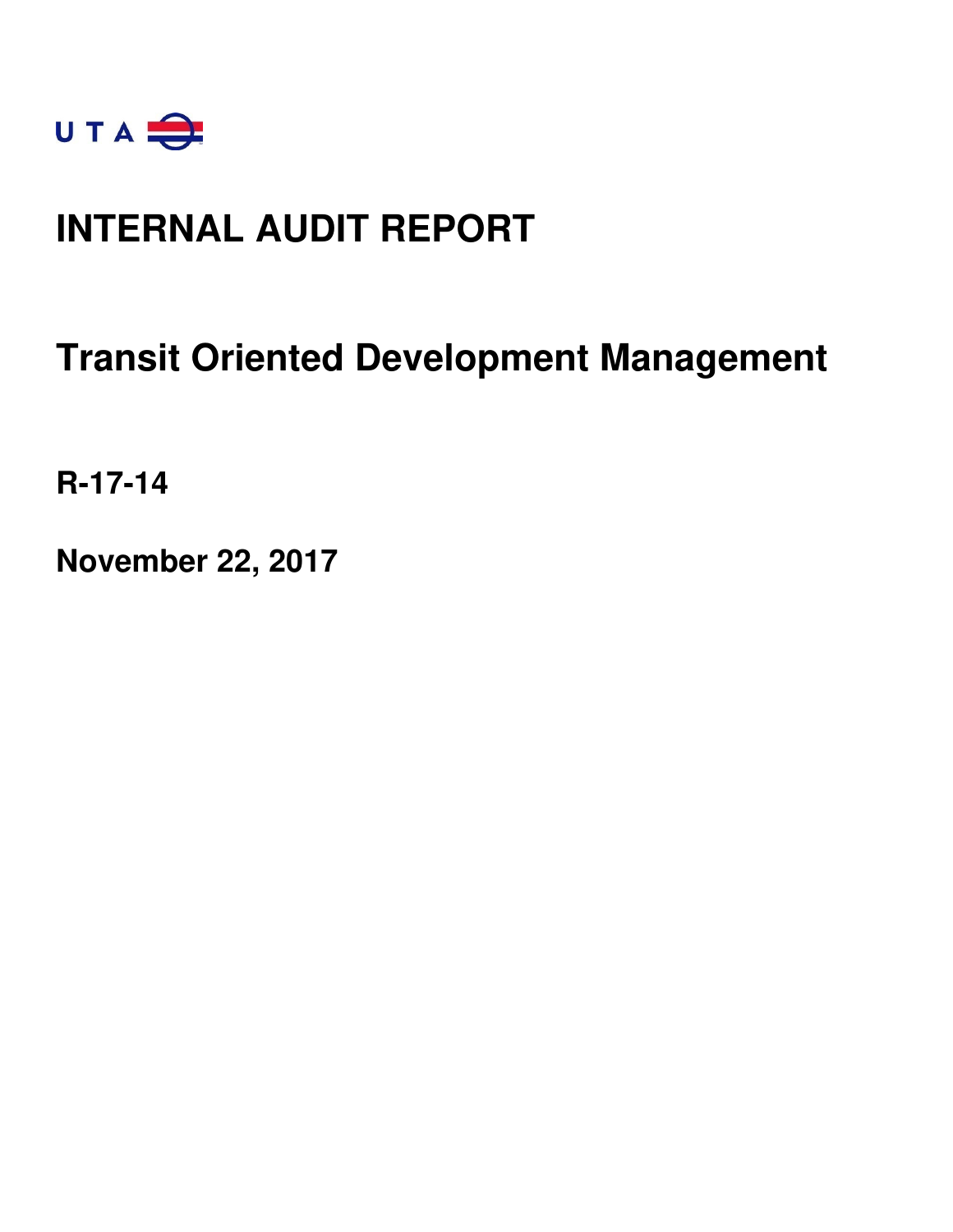UTA

# INTERNAL AUDIT REPORT

## Transit Oriented Development Management

**R-17-14**

**November 22, 2017**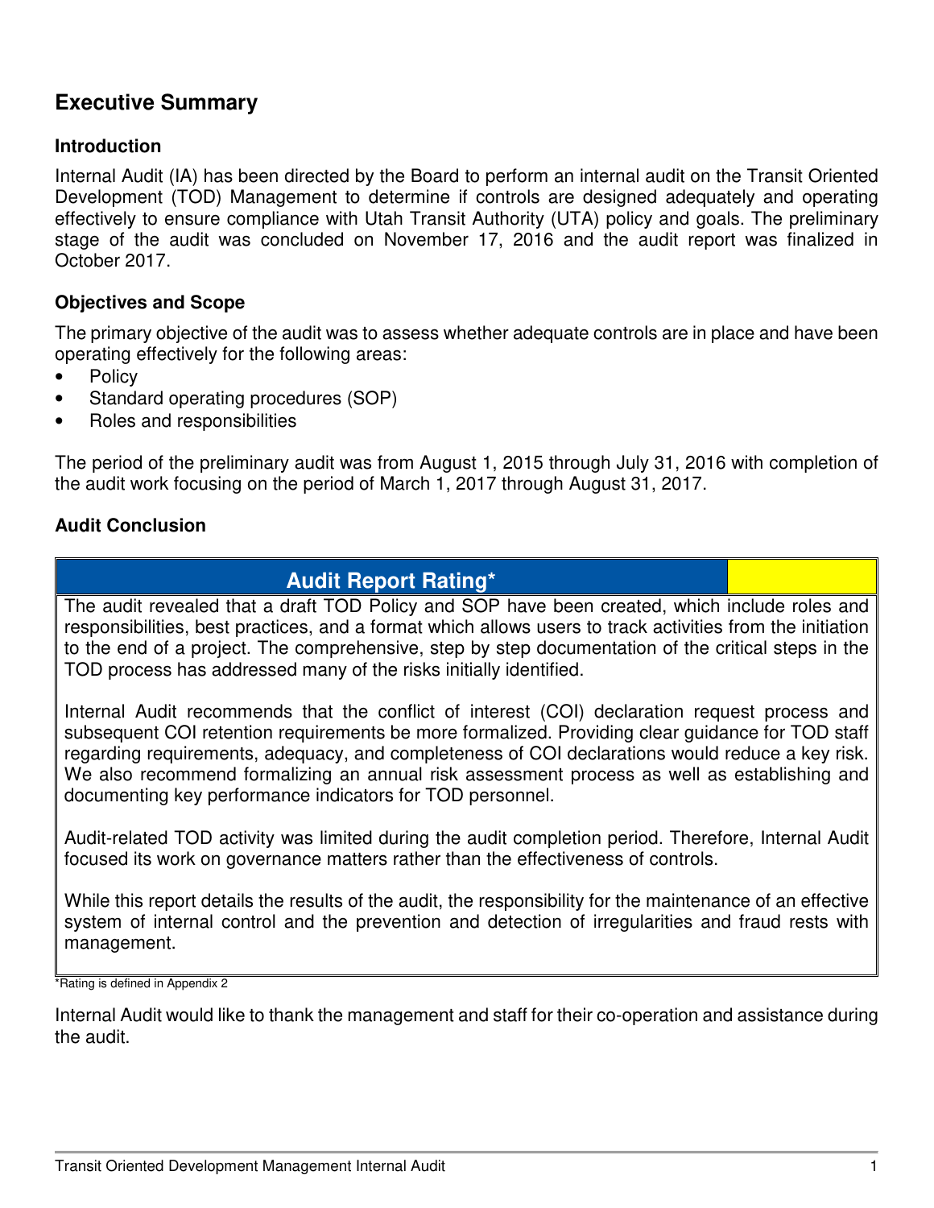## Executive Summary

### Introduction

Internal Audit (IA) has been directed by the Board to perform an internal audit on the Transit Oriented Development (TOD) Management to determine if controls are designed adequately and operating effectively to ensure compliance with Utah Transit Authority (UTA) policy and goals. The preliminary stage of the audit was concluded on November 17, 2016 and the audit report was finalized in October 2017.

### Objectives and Scope

The primary objective of the audit was to assess whether adequate controls are in place and have been operating effectively for the following areas:

- Policy
- Standard operating procedures (SOP)
- Roles and responsibilities

The period of the preliminary audit was from August 1, 2015 through July 31, 2016 with completion of the audit work focusing on the period of March 1, 2017 through August 31, 2017.

### Audit Conclusion

| Audit Report Rating* | |
|---|---|
| The audit revealed that a draft TOD Policy and SOP have been created, which include roles and responsibilities, best practices, and a format which allows users to track activities from the initiation to the end of a project. The comprehensive, step by step documentation of the critical steps in the TOD process has addressed many of the risks initially identified.<br><br>Internal Audit recommends that the conflict of interest (COI) declaration request process and subsequent COI retention requirements be more formalized. Providing clear guidance for TOD staff regarding requirements, adequacy, and completeness of COI declarations would reduce a key risk. We also recommend formalizing an annual risk assessment process as well as establishing and documenting key performance indicators for TOD personnel.<br><br>Audit-related TOD activity was limited during the audit completion period. Therefore, Internal Audit focused its work on governance matters rather than the effectiveness of controls.<br><br>While this report details the results of the audit, the responsibility for the maintenance of an effective system of internal control and the prevention and detection of irregularities and fraud rests with management. | |

*Rating is defined in Appendix 2

Internal Audit would like to thank the management and staff for their co-operation and assistance during the audit.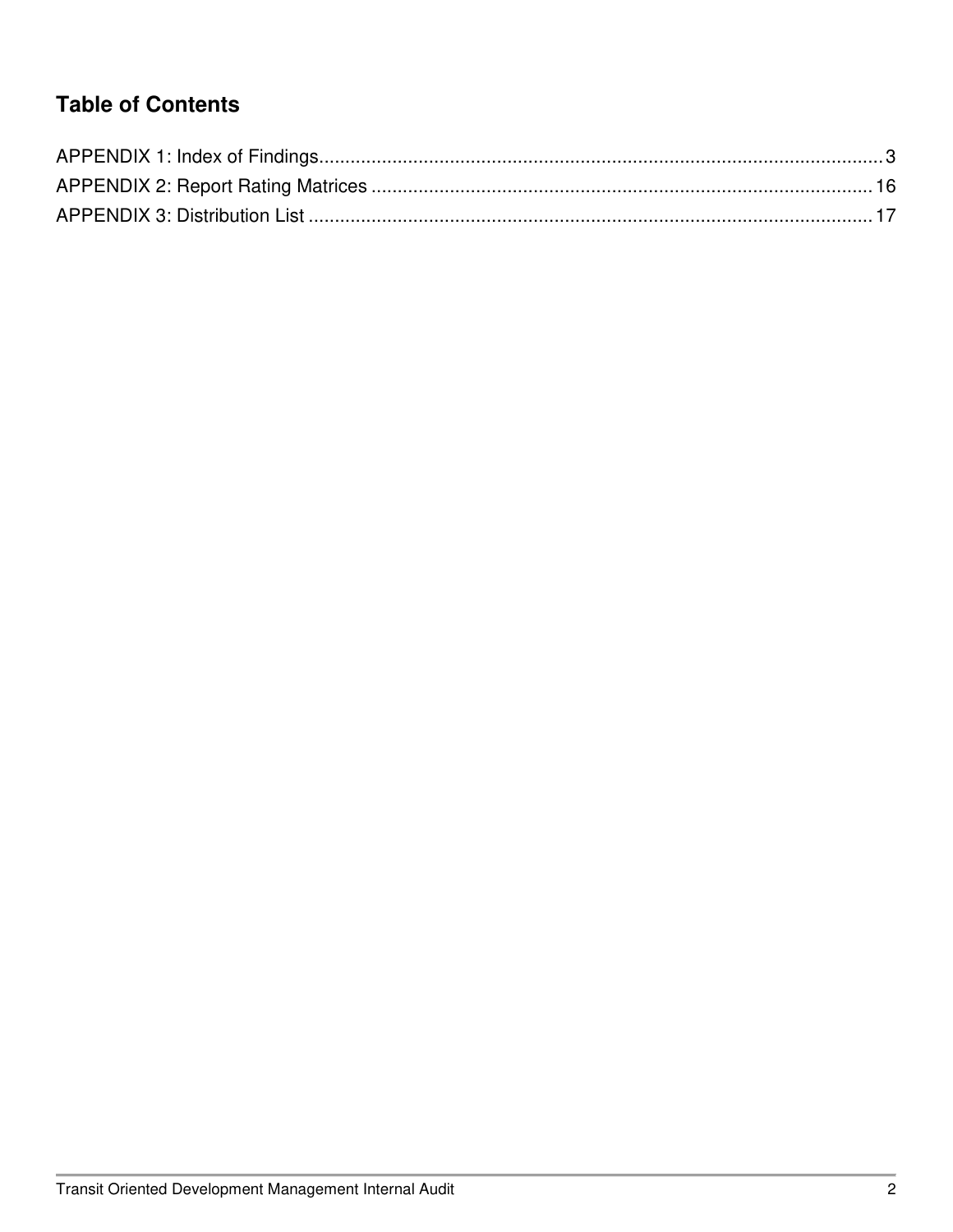## Table of Contents

APPENDIX 1: Index of Findings .......... 3
APPENDIX 2: Report Rating Matrices .......... 16
APPENDIX 3: Distribution List .......... 17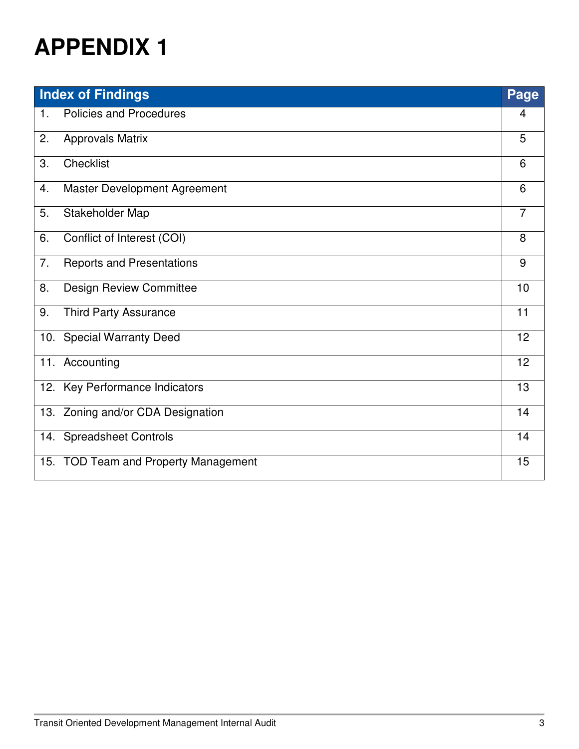# APPENDIX 1

| Index of Findings | Page |
|---|---|
| 1. Policies and Procedures | 4 |
| 2. Approvals Matrix | 5 |
| 3. Checklist | 6 |
| 4. Master Development Agreement | 6 |
| 5. Stakeholder Map | 7 |
| 6. Conflict of Interest (COI) | 8 |
| 7. Reports and Presentations | 9 |
| 8. Design Review Committee | 10 |
| 9. Third Party Assurance | 11 |
| 10. Special Warranty Deed | 12 |
| 11. Accounting | 12 |
| 12. Key Performance Indicators | 13 |
| 13. Zoning and/or CDA Designation | 14 |
| 14. Spreadsheet Controls | 14 |
| 15. TOD Team and Property Management | 15 |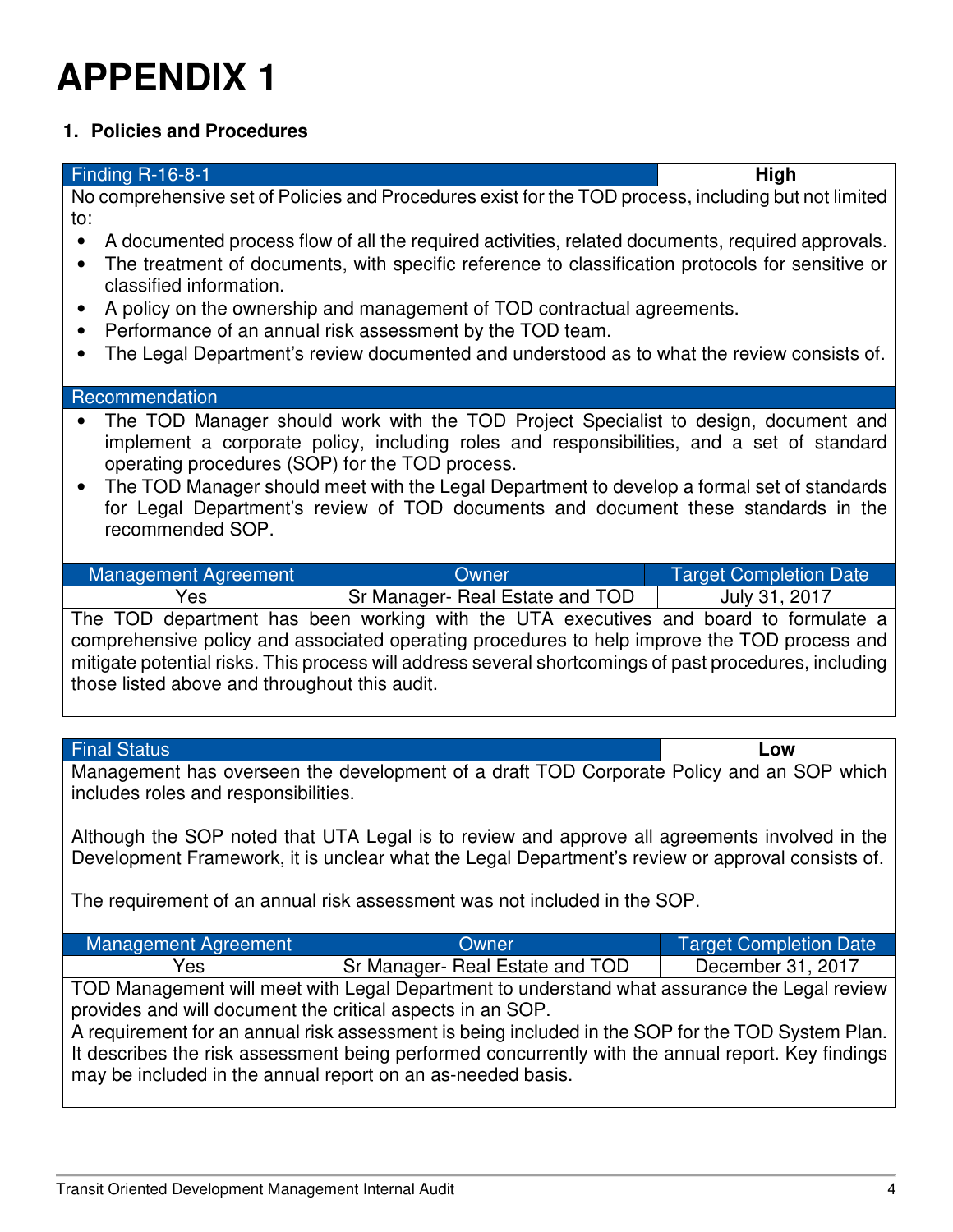# APPENDIX 1

## 1. Policies and Procedures

| Finding R-16-8-1 | High |
|---|---|

No comprehensive set of Policies and Procedures exist for the TOD process, including but not limited to:

- A documented process flow of all the required activities, related documents, required approvals.
- The treatment of documents, with specific reference to classification protocols for sensitive or classified information.
- A policy on the ownership and management of TOD contractual agreements.
- Performance of an annual risk assessment by the TOD team.
- The Legal Department's review documented and understood as to what the review consists of.

**Recommendation**

- The TOD Manager should work with the TOD Project Specialist to design, document and implement a corporate policy, including roles and responsibilities, and a set of standard operating procedures (SOP) for the TOD process.
- The TOD Manager should meet with the Legal Department to develop a formal set of standards for Legal Department's review of TOD documents and document these standards in the recommended SOP.

| Management Agreement | Owner | Target Completion Date |
|---|---|---|
| Yes | Sr Manager- Real Estate and TOD | July 31, 2017 |

The TOD department has been working with the UTA executives and board to formulate a comprehensive policy and associated operating procedures to help improve the TOD process and mitigate potential risks. This process will address several shortcomings of past procedures, including those listed above and throughout this audit.

| Final Status | Low |
|---|---|

Management has overseen the development of a draft TOD Corporate Policy and an SOP which includes roles and responsibilities.

Although the SOP noted that UTA Legal is to review and approve all agreements involved in the Development Framework, it is unclear what the Legal Department's review or approval consists of.

The requirement of an annual risk assessment was not included in the SOP.

| Management Agreement | Owner | Target Completion Date |
|---|---|---|
| Yes | Sr Manager- Real Estate and TOD | December 31, 2017 |

TOD Management will meet with Legal Department to understand what assurance the Legal review provides and will document the critical aspects in an SOP.
A requirement for an annual risk assessment is being included in the SOP for the TOD System Plan. It describes the risk assessment being performed concurrently with the annual report. Key findings may be included in the annual report on an as-needed basis.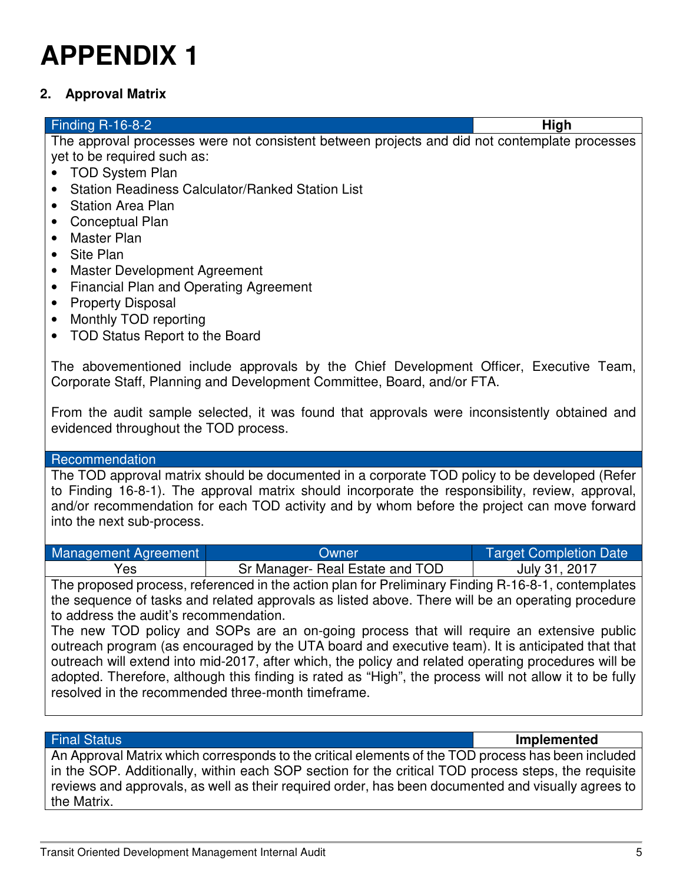# APPENDIX 1

## 2. Approval Matrix

| Finding R-16-8-2 | High |
|---|---|

The approval processes were not consistent between projects and did not contemplate processes yet to be required such as:

- TOD System Plan
- Station Readiness Calculator/Ranked Station List
- Station Area Plan
- Conceptual Plan
- Master Plan
- Site Plan
- Master Development Agreement
- Financial Plan and Operating Agreement
- Property Disposal
- Monthly TOD reporting
- TOD Status Report to the Board

The abovementioned include approvals by the Chief Development Officer, Executive Team, Corporate Staff, Planning and Development Committee, Board, and/or FTA.

From the audit sample selected, it was found that approvals were inconsistently obtained and evidenced throughout the TOD process.

**Recommendation**

The TOD approval matrix should be documented in a corporate TOD policy to be developed (Refer to Finding 16-8-1). The approval matrix should incorporate the responsibility, review, approval, and/or recommendation for each TOD activity and by whom before the project can move forward into the next sub-process.

| Management Agreement | Owner | Target Completion Date |
|---|---|---|
| Yes | Sr Manager- Real Estate and TOD | July 31, 2017 |

The proposed process, referenced in the action plan for Preliminary Finding R-16-8-1, contemplates the sequence of tasks and related approvals as listed above. There will be an operating procedure to address the audit's recommendation.

The new TOD policy and SOPs are an on-going process that will require an extensive public outreach program (as encouraged by the UTA board and executive team). It is anticipated that that outreach will extend into mid-2017, after which, the policy and related operating procedures will be adopted. Therefore, although this finding is rated as "High", the process will not allow it to be fully resolved in the recommended three-month timeframe.

| Final Status | Implemented |
|---|---|

An Approval Matrix which corresponds to the critical elements of the TOD process has been included in the SOP. Additionally, within each SOP section for the critical TOD process steps, the requisite reviews and approvals, as well as their required order, has been documented and visually agrees to the Matrix.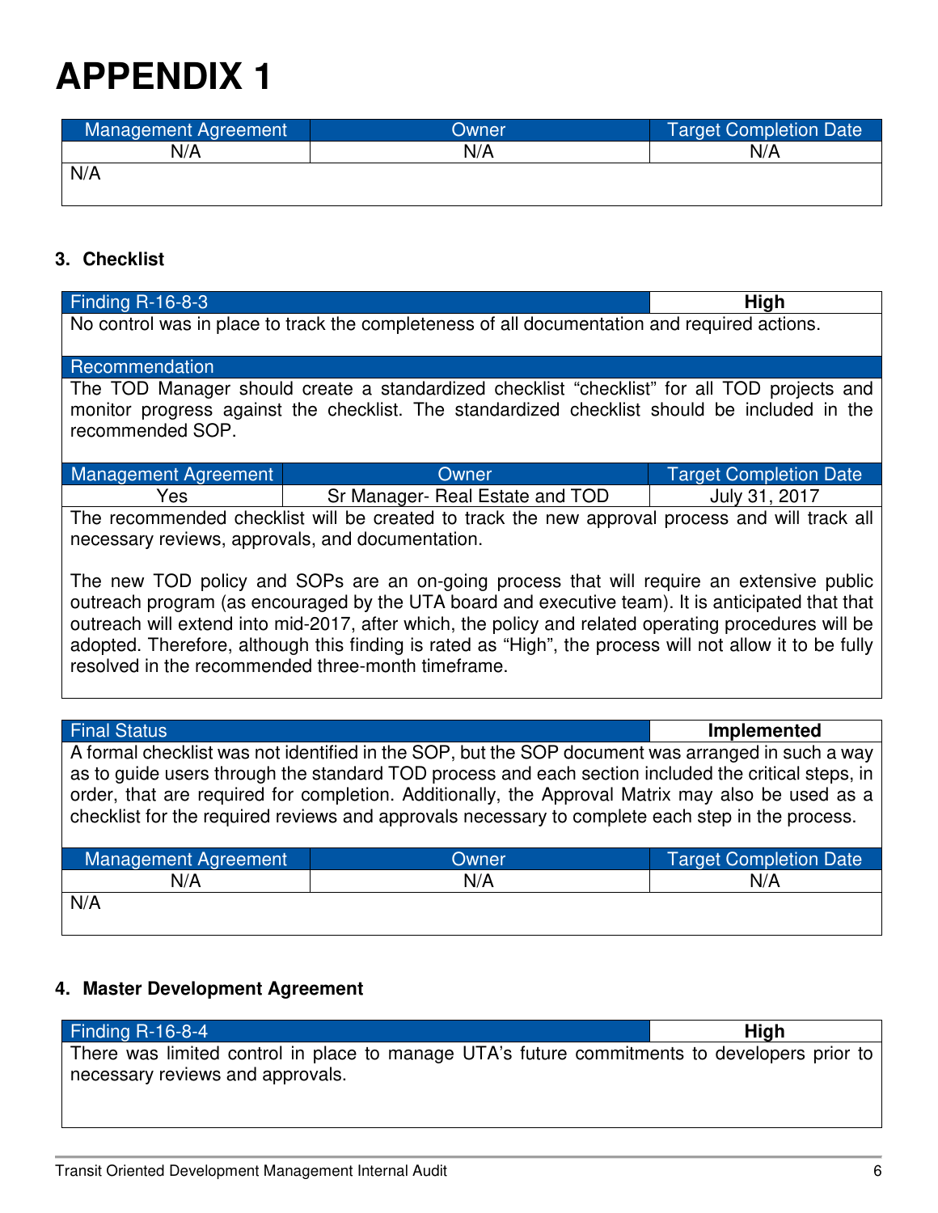# APPENDIX 1

| Management Agreement | Owner | Target Completion Date |
|---|---|---|
| N/A | N/A | N/A |

N/A

### 3. Checklist

| Finding R-16-8-3 | **High** |
|---|---|

No control was in place to track the completeness of all documentation and required actions.

**Recommendation**

The TOD Manager should create a standardized checklist "checklist" for all TOD projects and monitor progress against the checklist. The standardized checklist should be included in the recommended SOP.

| Management Agreement | Owner | Target Completion Date |
|---|---|---|
| Yes | Sr Manager- Real Estate and TOD | July 31, 2017 |

The recommended checklist will be created to track the new approval process and will track all necessary reviews, approvals, and documentation.

The new TOD policy and SOPs are an on-going process that will require an extensive public outreach program (as encouraged by the UTA board and executive team). It is anticipated that that outreach will extend into mid-2017, after which, the policy and related operating procedures will be adopted. Therefore, although this finding is rated as "High", the process will not allow it to be fully resolved in the recommended three-month timeframe.

| Final Status | **Implemented** |
|---|---|

A formal checklist was not identified in the SOP, but the SOP document was arranged in such a way as to guide users through the standard TOD process and each section included the critical steps, in order, that are required for completion. Additionally, the Approval Matrix may also be used as a checklist for the required reviews and approvals necessary to complete each step in the process.

| Management Agreement | Owner | Target Completion Date |
|---|---|---|
| N/A | N/A | N/A |

N/A

### 4. Master Development Agreement

| Finding R-16-8-4 | **High** |
|---|---|

There was limited control in place to manage UTA's future commitments to developers prior to necessary reviews and approvals.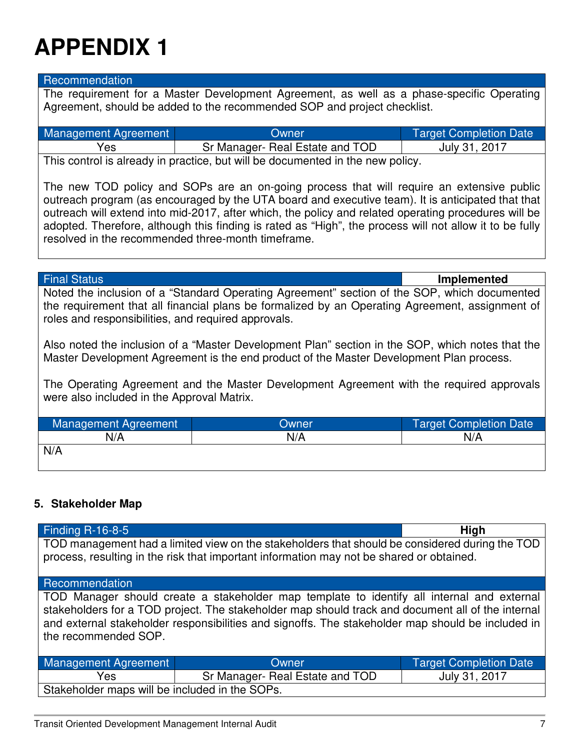# APPENDIX 1

| Recommendation | | |
|---|---|---|
| The requirement for a Master Development Agreement, as well as a phase-specific Operating Agreement, should be added to the recommended SOP and project checklist. | | |

| Management Agreement | Owner | Target Completion Date |
|---|---|---|
| Yes | Sr Manager- Real Estate and TOD | July 31, 2017 |

This control is already in practice, but will be documented in the new policy.

The new TOD policy and SOPs are an on-going process that will require an extensive public outreach program (as encouraged by the UTA board and executive team). It is anticipated that that outreach will extend into mid-2017, after which, the policy and related operating procedures will be adopted. Therefore, although this finding is rated as "High", the process will not allow it to be fully resolved in the recommended three-month timeframe.

| Final Status | **Implemented** |
|---|---|

Noted the inclusion of a "Standard Operating Agreement" section of the SOP, which documented the requirement that all financial plans be formalized by an Operating Agreement, assignment of roles and responsibilities, and required approvals.

Also noted the inclusion of a "Master Development Plan" section in the SOP, which notes that the Master Development Agreement is the end product of the Master Development Plan process.

The Operating Agreement and the Master Development Agreement with the required approvals were also included in the Approval Matrix.

| Management Agreement | Owner | Target Completion Date |
|---|---|---|
| N/A | N/A | N/A |

N/A

### 5. Stakeholder Map

| Finding R-16-8-5 | **High** |
|---|---|

TOD management had a limited view on the stakeholders that should be considered during the TOD process, resulting in the risk that important information may not be shared or obtained.

**Recommendation**

TOD Manager should create a stakeholder map template to identify all internal and external stakeholders for a TOD project. The stakeholder map should track and document all of the internal and external stakeholder responsibilities and signoffs. The stakeholder map should be included in the recommended SOP.

| Management Agreement | Owner | Target Completion Date |
|---|---|---|
| Yes | Sr Manager- Real Estate and TOD | July 31, 2017 |

Stakeholder maps will be included in the SOPs.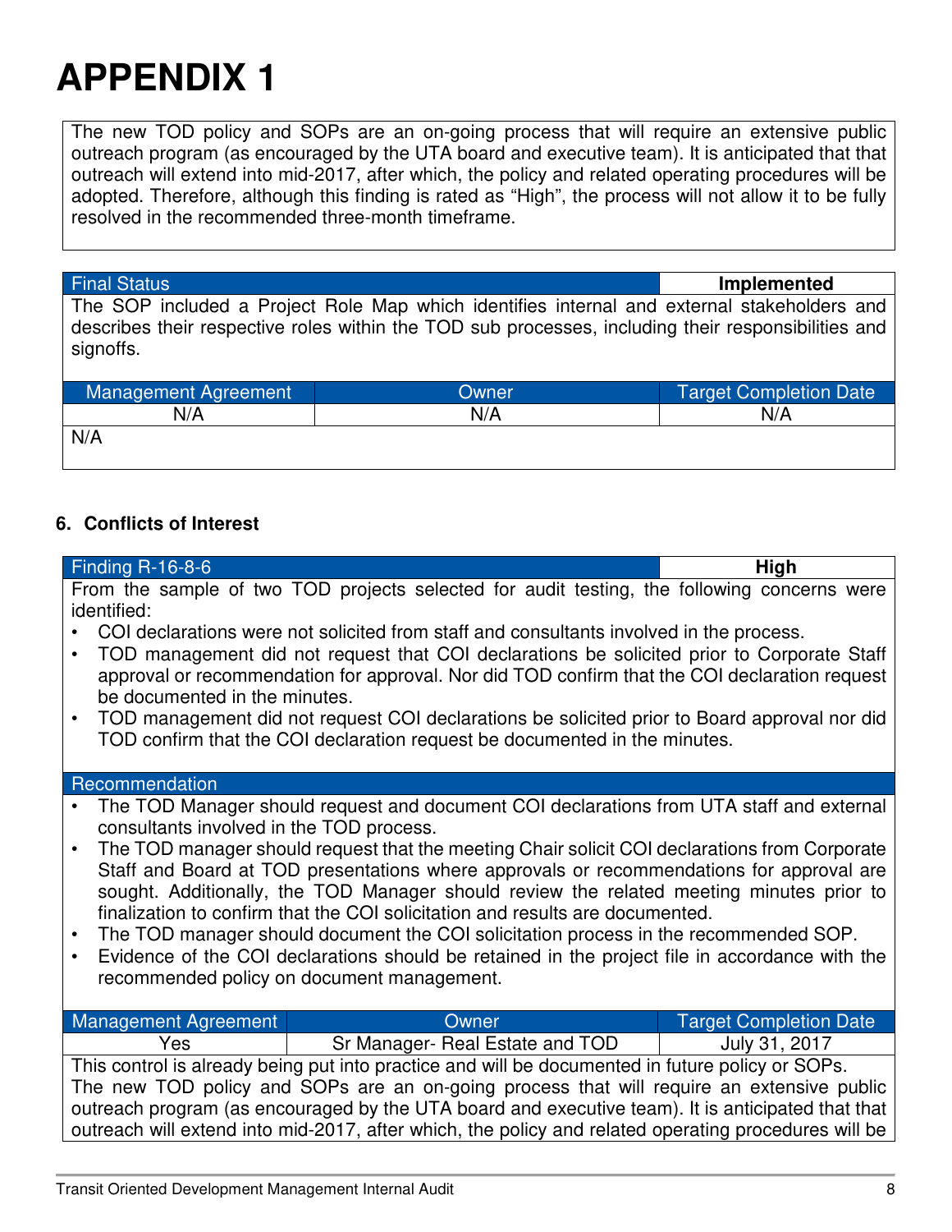# APPENDIX 1

The new TOD policy and SOPs are an on-going process that will require an extensive public outreach program (as encouraged by the UTA board and executive team). It is anticipated that that outreach will extend into mid-2017, after which, the policy and related operating procedures will be adopted. Therefore, although this finding is rated as "High", the process will not allow it to be fully resolved in the recommended three-month timeframe.

| Final Status | **Implemented** |
|---|---|
| The SOP included a Project Role Map which identifies internal and external stakeholders and describes their respective roles within the TOD sub processes, including their responsibilities and signoffs. | |

| Management Agreement | Owner | Target Completion Date |
|---|---|---|
| N/A | N/A | N/A |
| N/A | | |

### 6. Conflicts of Interest

| Finding R-16-8-6 | **High** |
|---|---|

From the sample of two TOD projects selected for audit testing, the following concerns were identified:

- COI declarations were not solicited from staff and consultants involved in the process.
- TOD management did not request that COI declarations be solicited prior to Corporate Staff approval or recommendation for approval. Nor did TOD confirm that the COI declaration request be documented in the minutes.
- TOD management did not request COI declarations be solicited prior to Board approval nor did TOD confirm that the COI declaration request be documented in the minutes.

**Recommendation**

- The TOD Manager should request and document COI declarations from UTA staff and external consultants involved in the TOD process.
- The TOD manager should request that the meeting Chair solicit COI declarations from Corporate Staff and Board at TOD presentations where approvals or recommendations for approval are sought. Additionally, the TOD Manager should review the related meeting minutes prior to finalization to confirm that the COI solicitation and results are documented.
- The TOD manager should document the COI solicitation process in the recommended SOP.
- Evidence of the COI declarations should be retained in the project file in accordance with the recommended policy on document management.

| Management Agreement | Owner | Target Completion Date |
|---|---|---|
| Yes | Sr Manager- Real Estate and TOD | July 31, 2017 |

This control is already being put into practice and will be documented in future policy or SOPs.
The new TOD policy and SOPs are an on-going process that will require an extensive public outreach program (as encouraged by the UTA board and executive team). It is anticipated that that outreach will extend into mid-2017, after which, the policy and related operating procedures will be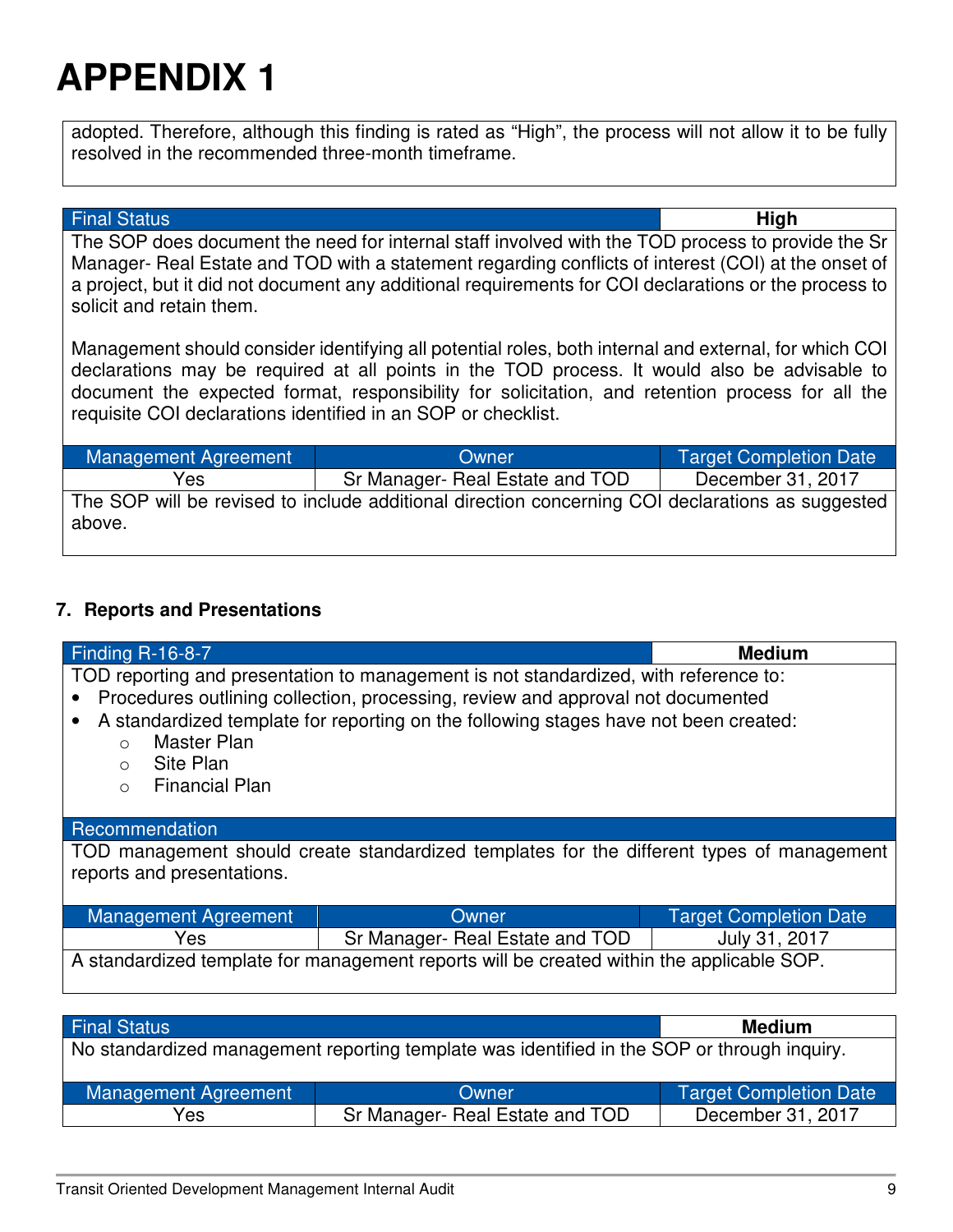# APPENDIX 1

adopted. Therefore, although this finding is rated as "High", the process will not allow it to be fully resolved in the recommended three-month timeframe.

| Final Status | | High |
|---|---|---|
| The SOP does document the need for internal staff involved with the TOD process to provide the Sr Manager- Real Estate and TOD with a statement regarding conflicts of interest (COI) at the onset of a project, but it did not document any additional requirements for COI declarations or the process to solicit and retain them.<br><br>Management should consider identifying all potential roles, both internal and external, for which COI declarations may be required at all points in the TOD process. It would also be advisable to document the expected format, responsibility for solicitation, and retention process for all the requisite COI declarations identified in an SOP or checklist. | | |
| **Management Agreement** | **Owner** | **Target Completion Date** |
| Yes | Sr Manager- Real Estate and TOD | December 31, 2017 |
| The SOP will be revised to include additional direction concerning COI declarations as suggested above. | | |

### 7. Reports and Presentations

| Finding R-16-8-7 | | Medium |
|---|---|---|
| TOD reporting and presentation to management is not standardized, with reference to:<br>• Procedures outlining collection, processing, review and approval not documented<br>• A standardized template for reporting on the following stages have not been created:<br>  ○ Master Plan<br>  ○ Site Plan<br>  ○ Financial Plan | | |
| **Recommendation** | | |
| TOD management should create standardized templates for the different types of management reports and presentations. | | |
| **Management Agreement** | **Owner** | **Target Completion Date** |
| Yes | Sr Manager- Real Estate and TOD | July 31, 2017 |
| A standardized template for management reports will be created within the applicable SOP. | | |

| Final Status | | Medium |
|---|---|---|
| No standardized management reporting template was identified in the SOP or through inquiry. | | |
| **Management Agreement** | **Owner** | **Target Completion Date** |
| Yes | Sr Manager- Real Estate and TOD | December 31, 2017 |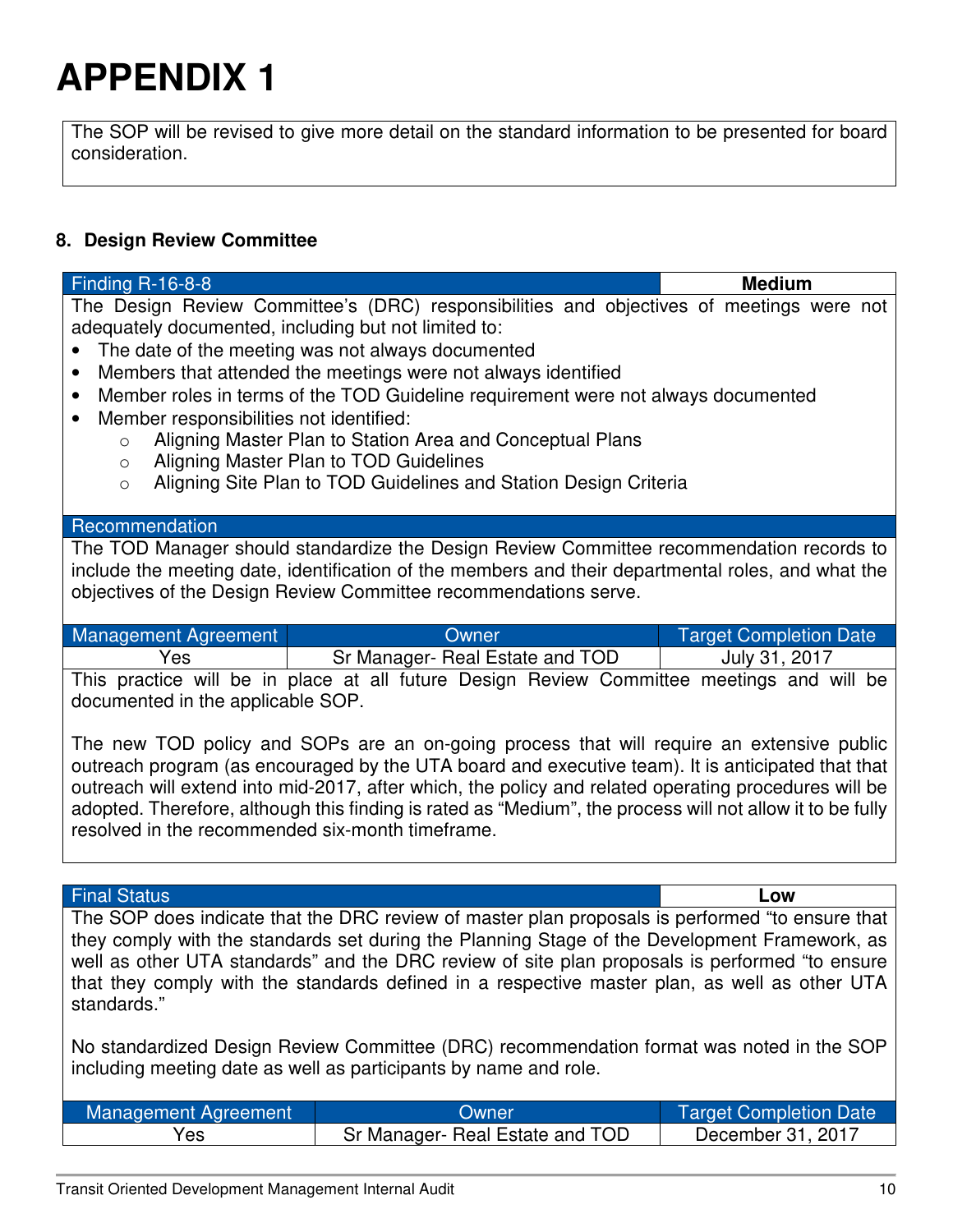# APPENDIX 1

The SOP will be revised to give more detail on the standard information to be presented for board consideration.

### 8. Design Review Committee

| Finding R-16-8-8 | Medium |
| --- | --- |

The Design Review Committee's (DRC) responsibilities and objectives of meetings were not adequately documented, including but not limited to:

- The date of the meeting was not always documented
- Members that attended the meetings were not always identified
- Member roles in terms of the TOD Guideline requirement were not always documented
- Member responsibilities not identified:
  - Aligning Master Plan to Station Area and Conceptual Plans
  - Aligning Master Plan to TOD Guidelines
  - Aligning Site Plan to TOD Guidelines and Station Design Criteria

**Recommendation**

The TOD Manager should standardize the Design Review Committee recommendation records to include the meeting date, identification of the members and their departmental roles, and what the objectives of the Design Review Committee recommendations serve.

| Management Agreement | Owner | Target Completion Date |
| --- | --- | --- |
| Yes | Sr Manager- Real Estate and TOD | July 31, 2017 |

This practice will be in place at all future Design Review Committee meetings and will be documented in the applicable SOP.

The new TOD policy and SOPs are an on-going process that will require an extensive public outreach program (as encouraged by the UTA board and executive team). It is anticipated that that outreach will extend into mid-2017, after which, the policy and related operating procedures will be adopted. Therefore, although this finding is rated as "Medium", the process will not allow it to be fully resolved in the recommended six-month timeframe.

| Final Status | Low |
| --- | --- |

The SOP does indicate that the DRC review of master plan proposals is performed "to ensure that they comply with the standards set during the Planning Stage of the Development Framework, as well as other UTA standards" and the DRC review of site plan proposals is performed "to ensure that they comply with the standards defined in a respective master plan, as well as other UTA standards."

No standardized Design Review Committee (DRC) recommendation format was noted in the SOP including meeting date as well as participants by name and role.

| Management Agreement | Owner | Target Completion Date |
| --- | --- | --- |
| Yes | Sr Manager- Real Estate and TOD | December 31, 2017 |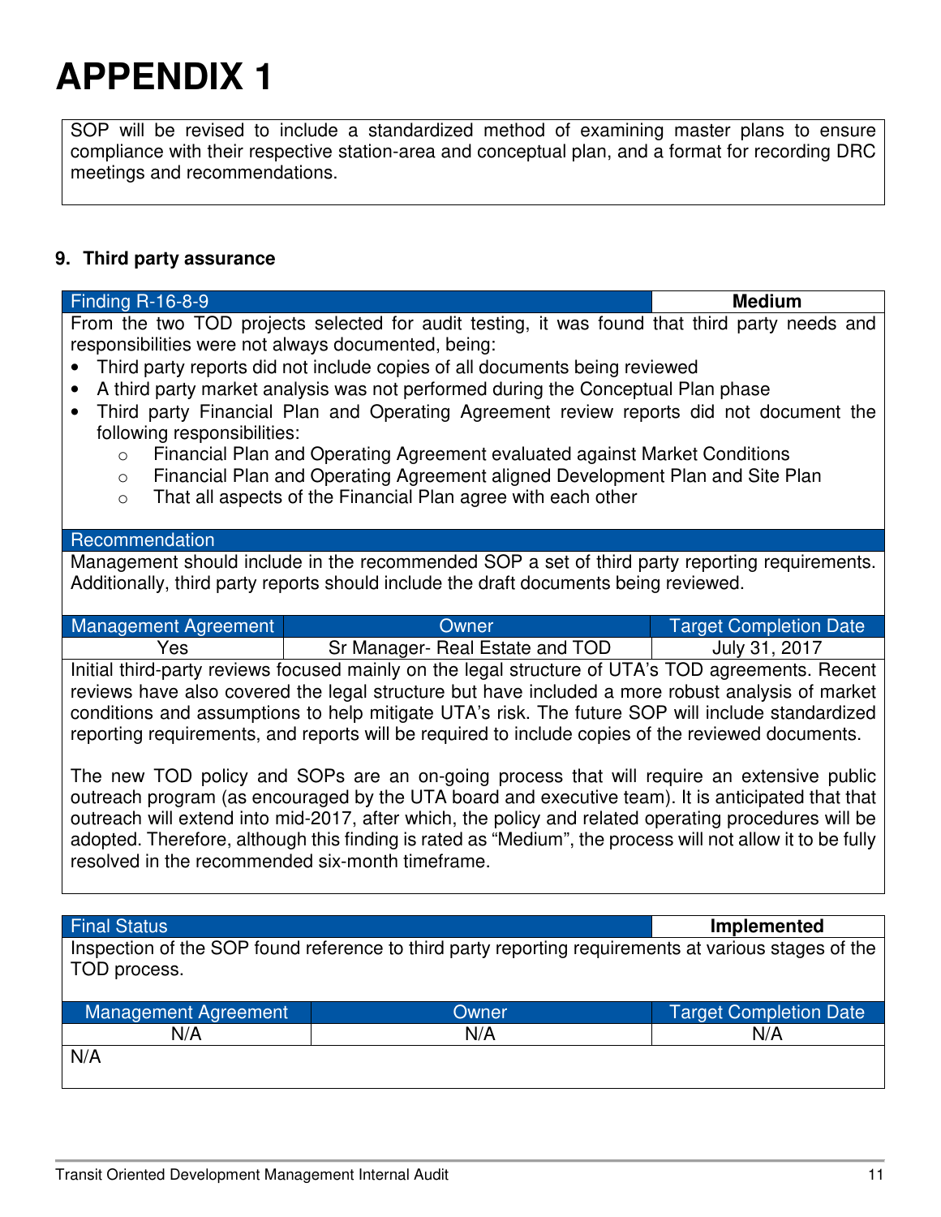# APPENDIX 1

SOP will be revised to include a standardized method of examining master plans to ensure compliance with their respective station-area and conceptual plan, and a format for recording DRC meetings and recommendations.

**9. Third party assurance**

| Finding R-16-8-9 | **Medium** |
|---|---|

From the two TOD projects selected for audit testing, it was found that third party needs and responsibilities were not always documented, being:

- Third party reports did not include copies of all documents being reviewed
- A third party market analysis was not performed during the Conceptual Plan phase
- Third party Financial Plan and Operating Agreement review reports did not document the following responsibilities:
  - Financial Plan and Operating Agreement evaluated against Market Conditions
  - Financial Plan and Operating Agreement aligned Development Plan and Site Plan
  - That all aspects of the Financial Plan agree with each other

**Recommendation**

Management should include in the recommended SOP a set of third party reporting requirements. Additionally, third party reports should include the draft documents being reviewed.

| Management Agreement | Owner | Target Completion Date |
|---|---|---|
| Yes | Sr Manager- Real Estate and TOD | July 31, 2017 |

Initial third-party reviews focused mainly on the legal structure of UTA's TOD agreements. Recent reviews have also covered the legal structure but have included a more robust analysis of market conditions and assumptions to help mitigate UTA's risk. The future SOP will include standardized reporting requirements, and reports will be required to include copies of the reviewed documents.

The new TOD policy and SOPs are an on-going process that will require an extensive public outreach program (as encouraged by the UTA board and executive team). It is anticipated that that outreach will extend into mid-2017, after which, the policy and related operating procedures will be adopted. Therefore, although this finding is rated as "Medium", the process will not allow it to be fully resolved in the recommended six-month timeframe.

| Final Status | **Implemented** |
|---|---|

Inspection of the SOP found reference to third party reporting requirements at various stages of the TOD process.

| Management Agreement | Owner | Target Completion Date |
|---|---|---|
| N/A | N/A | N/A |

N/A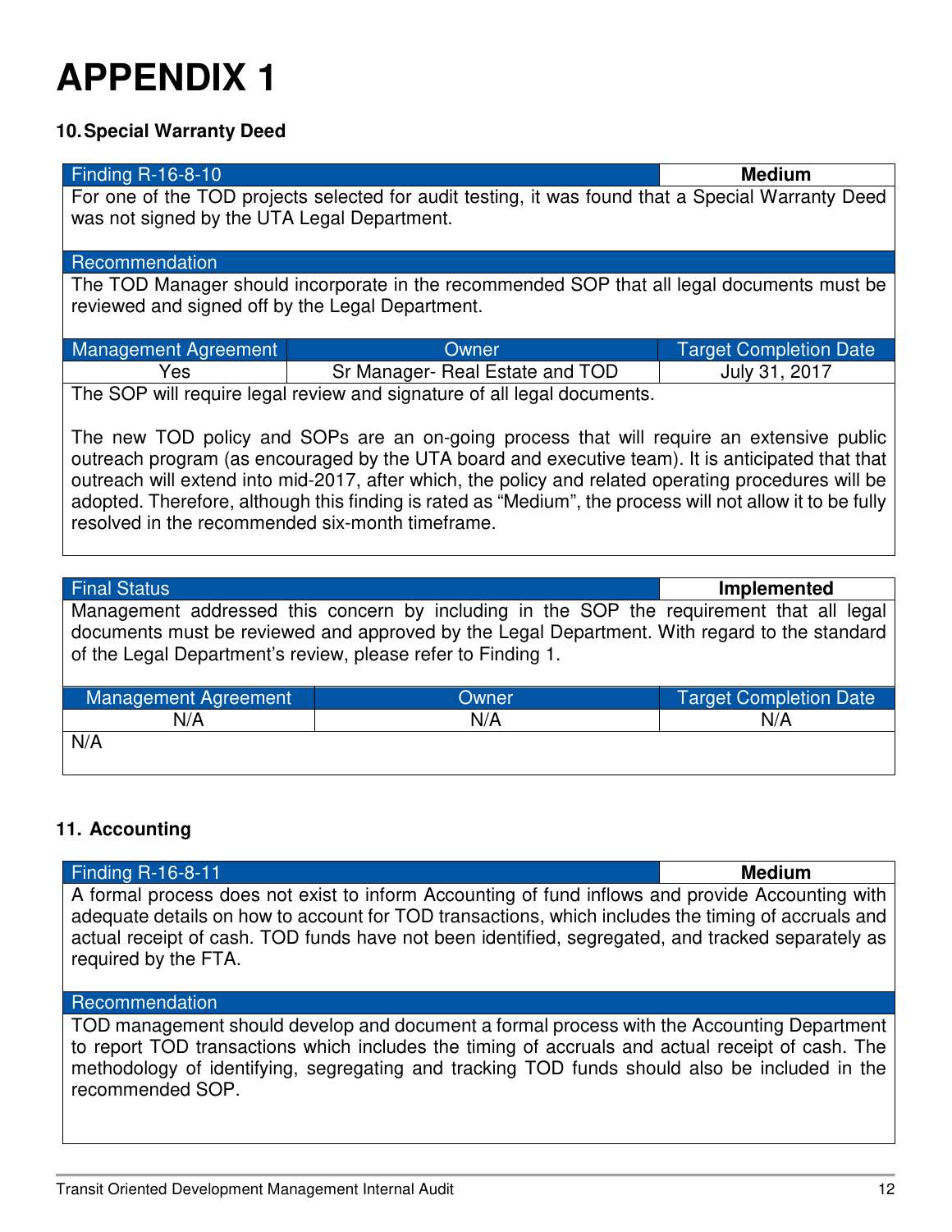# APPENDIX 1

### 10. Special Warranty Deed

| Finding R-16-8-10 | | **Medium** |
|---|---|---|
| For one of the TOD projects selected for audit testing, it was found that a Special Warranty Deed was not signed by the UTA Legal Department. | | |
| **Recommendation** | | |
| The TOD Manager should incorporate in the recommended SOP that all legal documents must be reviewed and signed off by the Legal Department. | | |
| **Management Agreement** | **Owner** | **Target Completion Date** |
| Yes | Sr Manager- Real Estate and TOD | July 31, 2017 |

The SOP will require legal review and signature of all legal documents.

The new TOD policy and SOPs are an on-going process that will require an extensive public outreach program (as encouraged by the UTA board and executive team). It is anticipated that that outreach will extend into mid-2017, after which, the policy and related operating procedures will be adopted. Therefore, although this finding is rated as "Medium", the process will not allow it to be fully resolved in the recommended six-month timeframe.

| Final Status | | **Implemented** |
|---|---|---|
| Management addressed this concern by including in the SOP the requirement that all legal documents must be reviewed and approved by the Legal Department. With regard to the standard of the Legal Department's review, please refer to Finding 1. | | |
| **Management Agreement** | **Owner** | **Target Completion Date** |
| N/A | N/A | N/A |

N/A

### 11. Accounting

| Finding R-16-8-11 | **Medium** |
|---|---|
| A formal process does not exist to inform Accounting of fund inflows and provide Accounting with adequate details on how to account for TOD transactions, which includes the timing of accruals and actual receipt of cash. TOD funds have not been identified, segregated, and tracked separately as required by the FTA. | |
| **Recommendation** | |
| TOD management should develop and document a formal process with the Accounting Department to report TOD transactions which includes the timing of accruals and actual receipt of cash. The methodology of identifying, segregating and tracking TOD funds should also be included in the recommended SOP. | |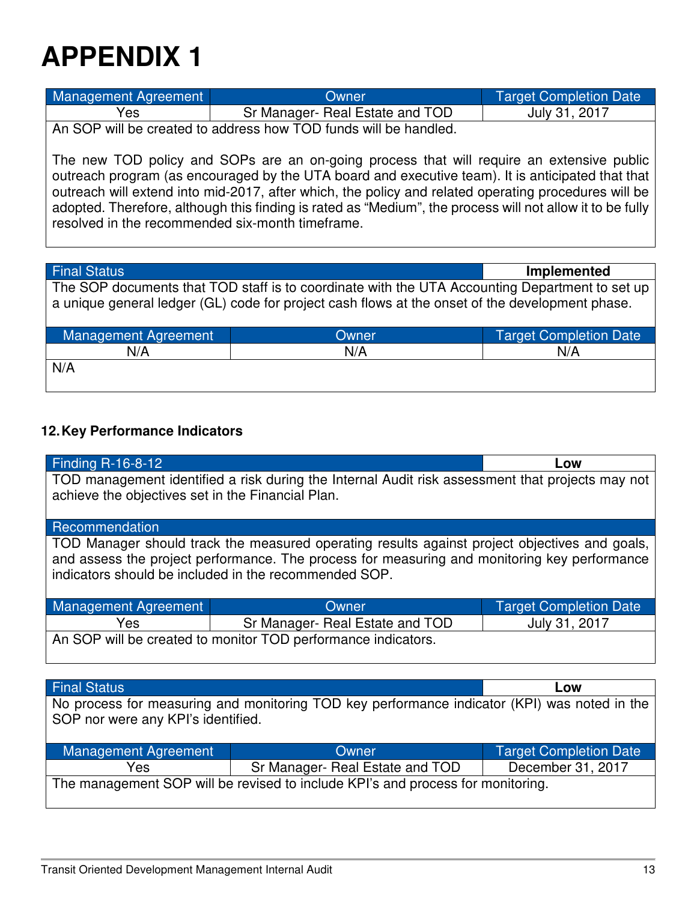# APPENDIX 1

| Management Agreement | Owner | Target Completion Date |
| --- | --- | --- |
| Yes | Sr Manager- Real Estate and TOD | July 31, 2017 |

An SOP will be created to address how TOD funds will be handled.

The new TOD policy and SOPs are an on-going process that will require an extensive public outreach program (as encouraged by the UTA board and executive team). It is anticipated that that outreach will extend into mid-2017, after which, the policy and related operating procedures will be adopted. Therefore, although this finding is rated as "Medium", the process will not allow it to be fully resolved in the recommended six-month timeframe.

| Final Status | Implemented |
| --- | --- |

The SOP documents that TOD staff is to coordinate with the UTA Accounting Department to set up a unique general ledger (GL) code for project cash flows at the onset of the development phase.

| Management Agreement | Owner | Target Completion Date |
| --- | --- | --- |
| N/A | N/A | N/A |

N/A

### 12. Key Performance Indicators

| Finding R-16-8-12 | Low |
| --- | --- |

TOD management identified a risk during the Internal Audit risk assessment that projects may not achieve the objectives set in the Financial Plan.

**Recommendation**

TOD Manager should track the measured operating results against project objectives and goals, and assess the project performance. The process for measuring and monitoring key performance indicators should be included in the recommended SOP.

| Management Agreement | Owner | Target Completion Date |
| --- | --- | --- |
| Yes | Sr Manager- Real Estate and TOD | July 31, 2017 |

An SOP will be created to monitor TOD performance indicators.

| Final Status | Low |
| --- | --- |

No process for measuring and monitoring TOD key performance indicator (KPI) was noted in the SOP nor were any KPI's identified.

| Management Agreement | Owner | Target Completion Date |
| --- | --- | --- |
| Yes | Sr Manager- Real Estate and TOD | December 31, 2017 |

The management SOP will be revised to include KPI's and process for monitoring.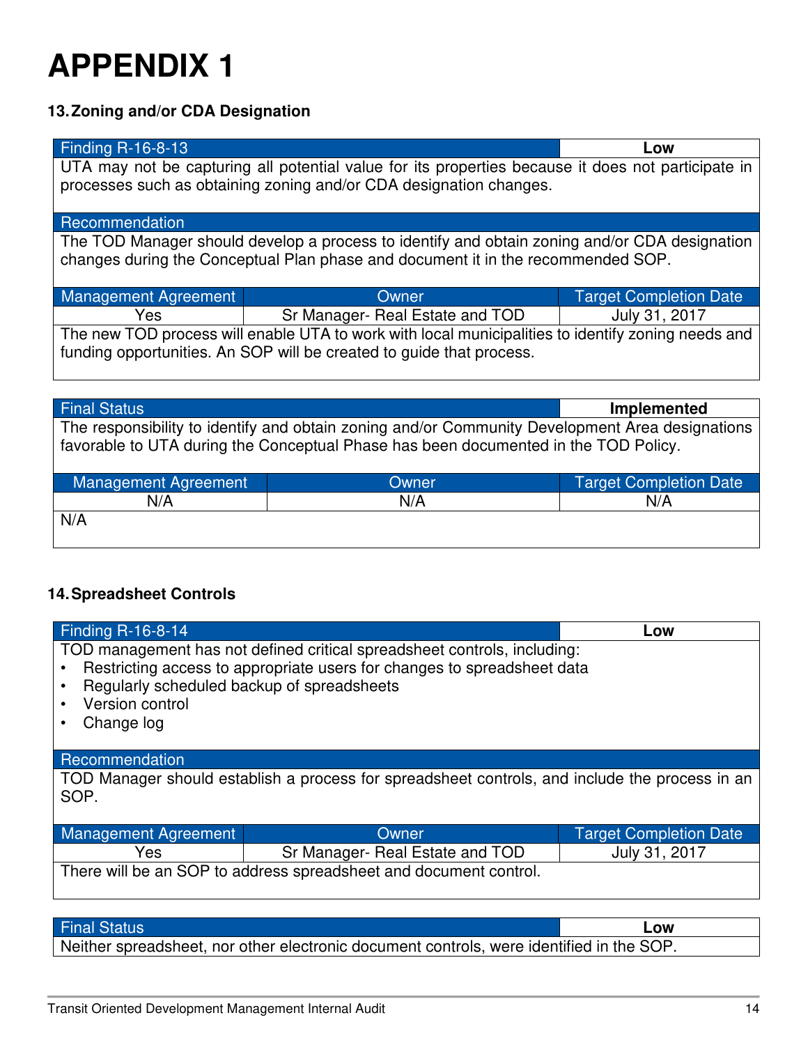# APPENDIX 1

### 13. Zoning and/or CDA Designation

| Finding R-16-8-13 | | Low |
|---|---|---|
| UTA may not be capturing all potential value for its properties because it does not participate in processes such as obtaining zoning and/or CDA designation changes. | | |
| **Recommendation** | | |
| The TOD Manager should develop a process to identify and obtain zoning and/or CDA designation changes during the Conceptual Plan phase and document it in the recommended SOP. | | |
| **Management Agreement** | **Owner** | **Target Completion Date** |
| Yes | Sr Manager- Real Estate and TOD | July 31, 2017 |
| The new TOD process will enable UTA to work with local municipalities to identify zoning needs and funding opportunities. An SOP will be created to guide that process. | | |

| Final Status | | Implemented |
|---|---|---|
| The responsibility to identify and obtain zoning and/or Community Development Area designations favorable to UTA during the Conceptual Phase has been documented in the TOD Policy. | | |
| **Management Agreement** | **Owner** | **Target Completion Date** |
| N/A | N/A | N/A |
| N/A | | |

### 14. Spreadsheet Controls

| Finding R-16-8-14 | | Low |
|---|---|---|
| TOD management has not defined critical spreadsheet controls, including:<br>• Restricting access to appropriate users for changes to spreadsheet data<br>• Regularly scheduled backup of spreadsheets<br>• Version control<br>• Change log | | |
| **Recommendation** | | |
| TOD Manager should establish a process for spreadsheet controls, and include the process in an SOP. | | |
| **Management Agreement** | **Owner** | **Target Completion Date** |
| Yes | Sr Manager- Real Estate and TOD | July 31, 2017 |
| There will be an SOP to address spreadsheet and document control. | | |

| Final Status | Low |
|---|---|
| Neither spreadsheet, nor other electronic document controls, were identified in the SOP. | |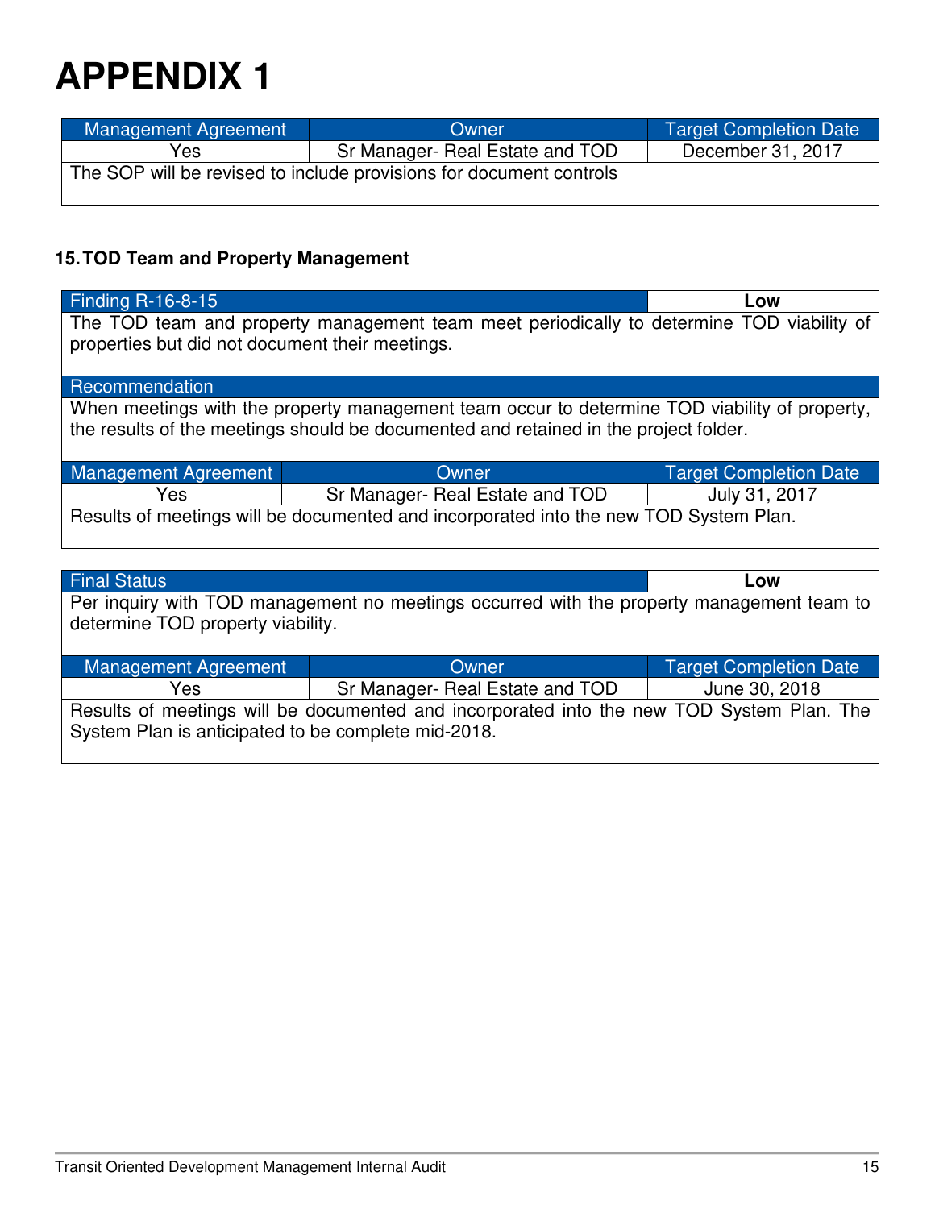# APPENDIX 1

| Management Agreement | Owner | Target Completion Date |
|---|---|---|
| Yes | Sr Manager- Real Estate and TOD | December 31, 2017 |
| The SOP will be revised to include provisions for document controls | | |

**15. TOD Team and Property Management**

| Finding R-16-8-15 | Low |
|---|---|
| The TOD team and property management team meet periodically to determine TOD viability of properties but did not document their meetings. | |
| **Recommendation** | |
| When meetings with the property management team occur to determine TOD viability of property, the results of the meetings should be documented and retained in the project folder. | |

| Management Agreement | Owner | Target Completion Date |
|---|---|---|
| Yes | Sr Manager- Real Estate and TOD | July 31, 2017 |
| Results of meetings will be documented and incorporated into the new TOD System Plan. | | |

| Final Status | Low |
|---|---|
| Per inquiry with TOD management no meetings occurred with the property management team to determine TOD property viability. | |

| Management Agreement | Owner | Target Completion Date |
|---|---|---|
| Yes | Sr Manager- Real Estate and TOD | June 30, 2018 |
| Results of meetings will be documented and incorporated into the new TOD System Plan. The System Plan is anticipated to be complete mid-2018. | | |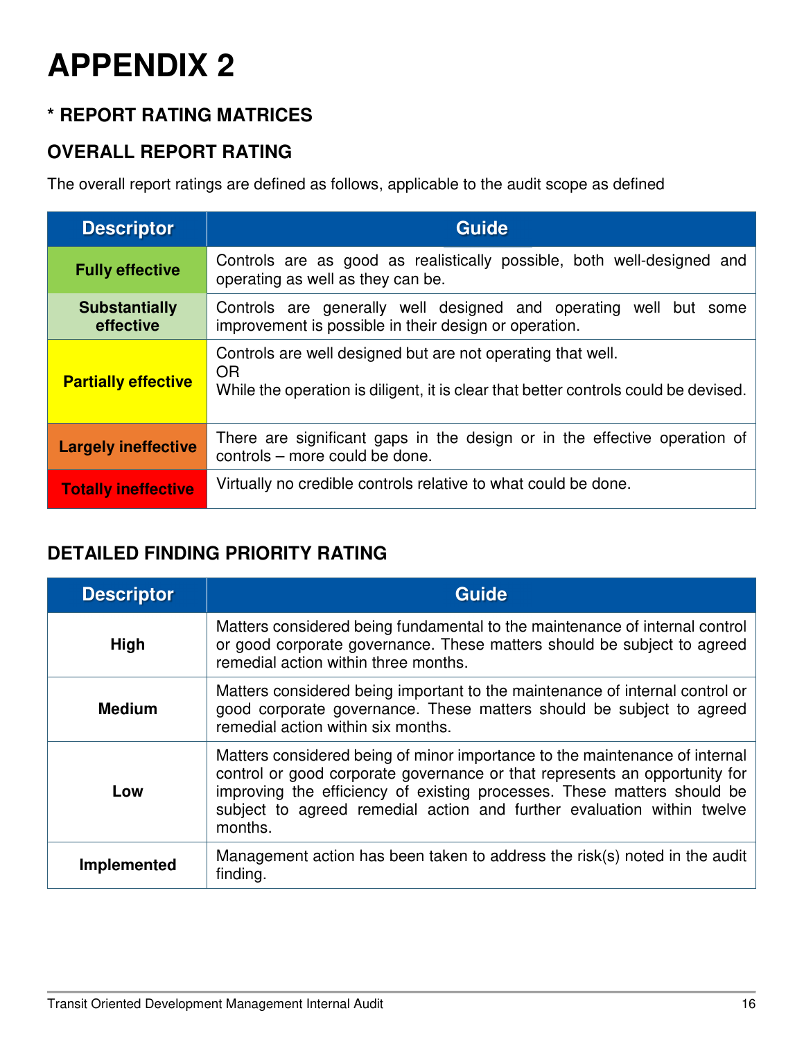# APPENDIX 2

## * REPORT RATING MATRICES

## OVERALL REPORT RATING

The overall report ratings are defined as follows, applicable to the audit scope as defined

| Descriptor | Guide |
|---|---|
| **Fully effective** | Controls are as good as realistically possible, both well-designed and operating as well as they can be. |
| **Substantially effective** | Controls are generally well designed and operating well but some improvement is possible in their design or operation. |
| **Partially effective** | Controls are well designed but are not operating that well.<br>OR<br>While the operation is diligent, it is clear that better controls could be devised. |
| **Largely ineffective** | There are significant gaps in the design or in the effective operation of controls – more could be done. |
| **Totally ineffective** | Virtually no credible controls relative to what could be done. |

## DETAILED FINDING PRIORITY RATING

| Descriptor | Guide |
|---|---|
| **High** | Matters considered being fundamental to the maintenance of internal control or good corporate governance. These matters should be subject to agreed remedial action within three months. |
| **Medium** | Matters considered being important to the maintenance of internal control or good corporate governance. These matters should be subject to agreed remedial action within six months. |
| **Low** | Matters considered being of minor importance to the maintenance of internal control or good corporate governance or that represents an opportunity for improving the efficiency of existing processes. These matters should be subject to agreed remedial action and further evaluation within twelve months. |
| **Implemented** | Management action has been taken to address the risk(s) noted in the audit finding. |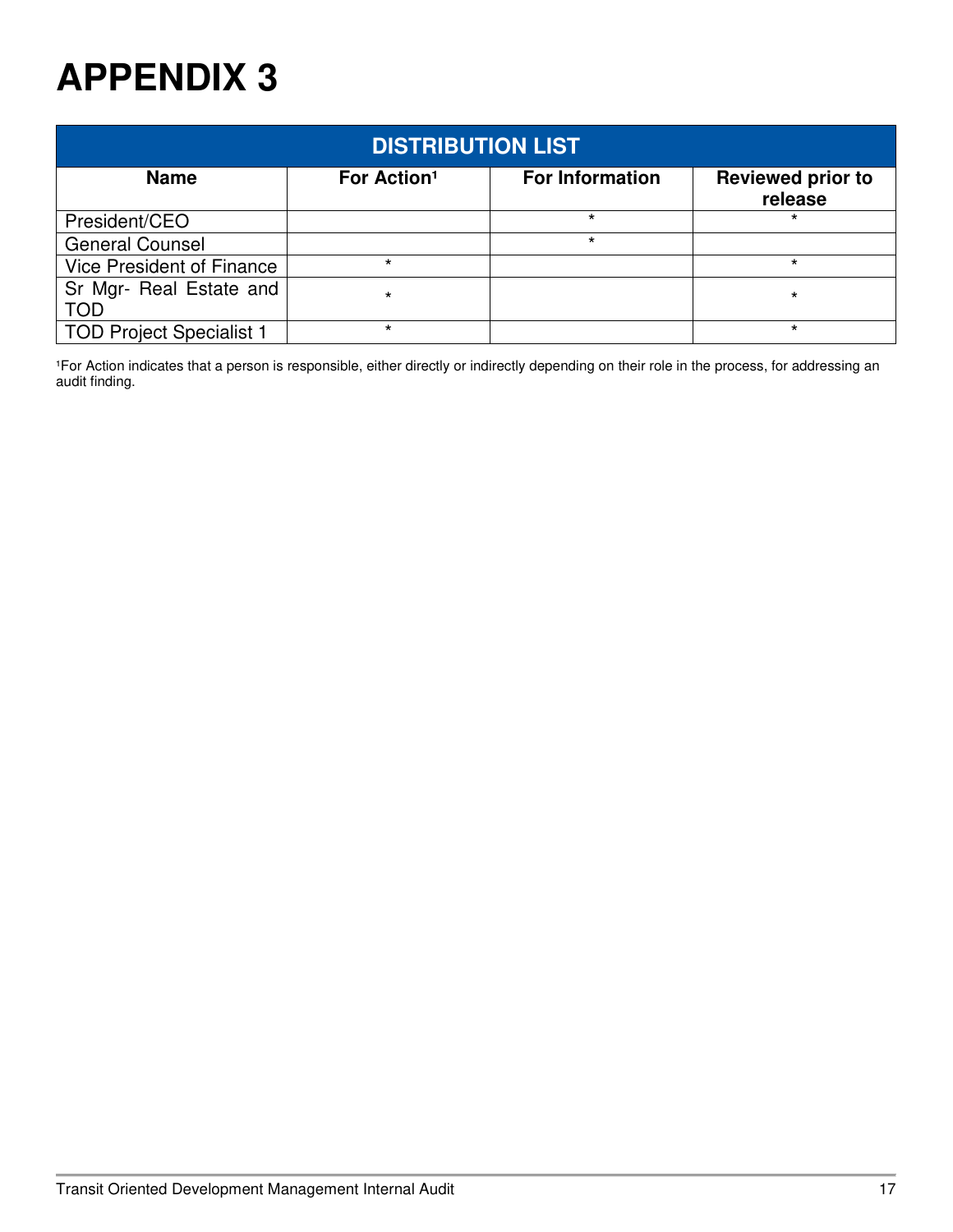# APPENDIX 3

| DISTRIBUTION LIST | | | |
|---|---|---|---|
| **Name** | **For Action[1]** | **For Information** | **Reviewed prior to release** |
| President/CEO | | * | * |
| General Counsel | | * | |
| Vice President of Finance | * | | * |
| Sr Mgr- Real Estate and TOD | * | | * |
| TOD Project Specialist 1 | * | | * |

[1]For Action indicates that a person is responsible, either directly or indirectly depending on their role in the process, for addressing an audit finding.